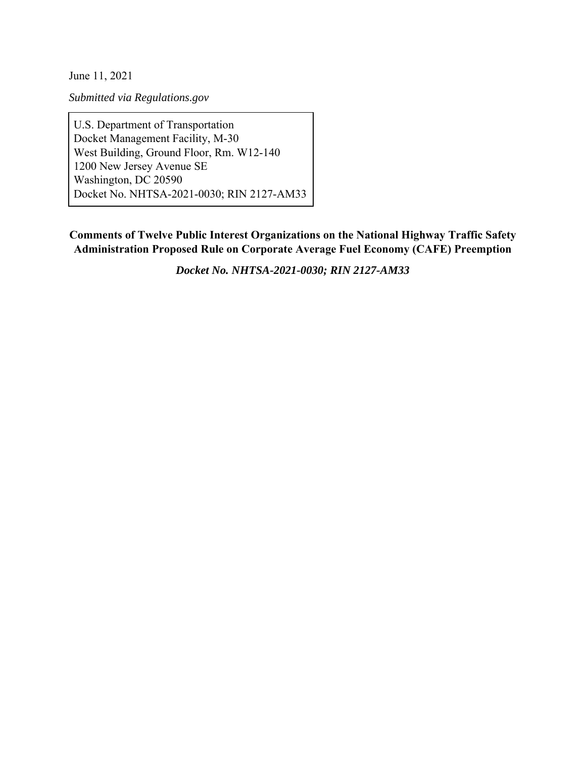June 11, 2021

*Submitted via Regulations.gov*

U.S. Department of Transportation
Docket Management Facility, M-30
West Building, Ground Floor, Rm. W12-140
1200 New Jersey Avenue SE
Washington, DC 20590
Docket No. NHTSA-2021-0030; RIN 2127-AM33

**Comments of Twelve Public Interest Organizations on the National Highway Traffic Safety Administration Proposed Rule on Corporate Average Fuel Economy (CAFE) Preemption**

***Docket No. NHTSA-2021-0030; RIN 2127-AM33***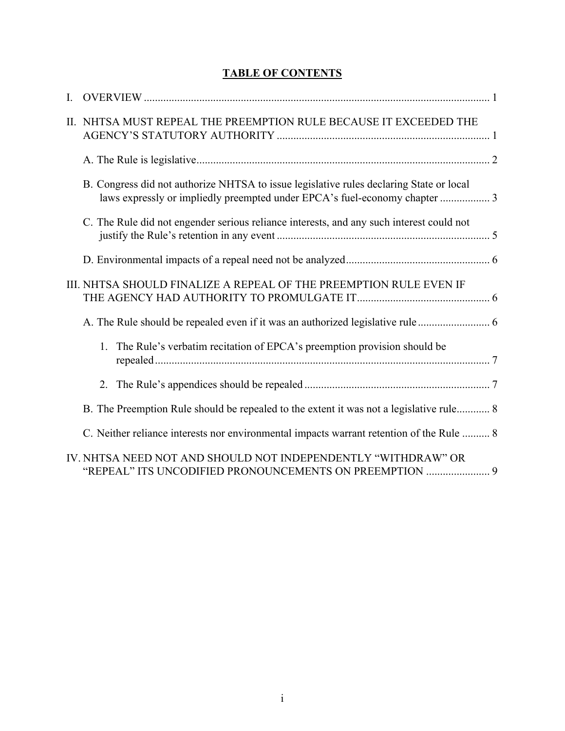## TABLE OF CONTENTS

I. OVERVIEW ..... 1

II. NHTSA MUST REPEAL THE PREEMPTION RULE BECAUSE IT EXCEEDED THE AGENCY'S STATUTORY AUTHORITY ..... 1

- A. The Rule is legislative ..... 2
- B. Congress did not authorize NHTSA to issue legislative rules declaring State or local laws expressly or impliedly preempted under EPCA's fuel-economy chapter ..... 3
- C. The Rule did not engender serious reliance interests, and any such interest could not justify the Rule's retention in any event ..... 5
- D. Environmental impacts of a repeal need not be analyzed ..... 6

III. NHTSA SHOULD FINALIZE A REPEAL OF THE PREEMPTION RULE EVEN IF THE AGENCY HAD AUTHORITY TO PROMULGATE IT ..... 6

- A. The Rule should be repealed even if it was an authorized legislative rule ..... 6
  1. The Rule's verbatim recitation of EPCA's preemption provision should be repealed ..... 7
  2. The Rule's appendices should be repealed ..... 7
- B. The Preemption Rule should be repealed to the extent it was not a legislative rule ..... 8
- C. Neither reliance interests nor environmental impacts warrant retention of the Rule ..... 8

IV. NHTSA NEED NOT AND SHOULD NOT INDEPENDENTLY "WITHDRAW" OR "REPEAL" ITS UNCODIFIED PRONOUNCEMENTS ON PREEMPTION ..... 9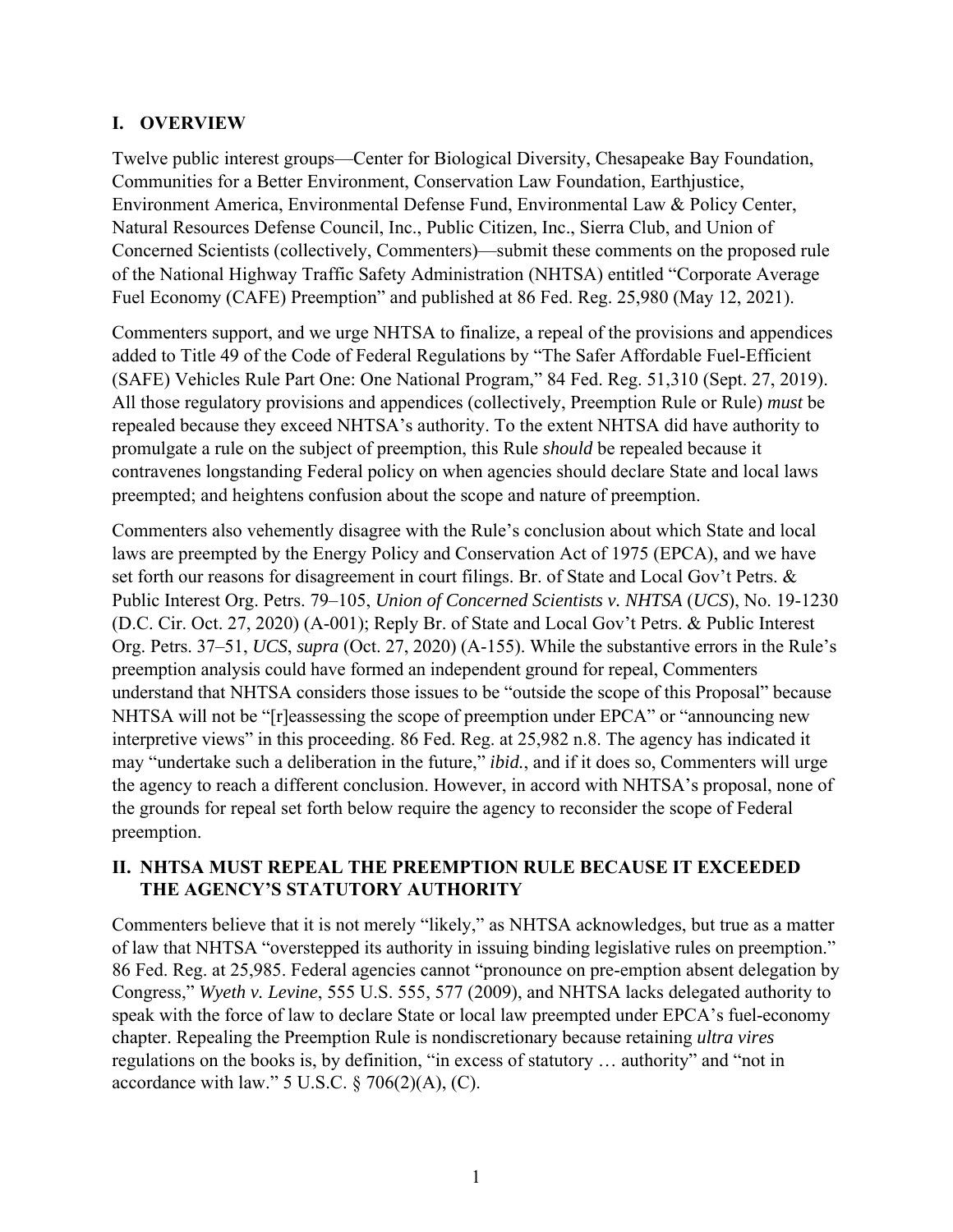## I. OVERVIEW

Twelve public interest groups—Center for Biological Diversity, Chesapeake Bay Foundation, Communities for a Better Environment, Conservation Law Foundation, Earthjustice, Environment America, Environmental Defense Fund, Environmental Law & Policy Center, Natural Resources Defense Council, Inc., Public Citizen, Inc., Sierra Club, and Union of Concerned Scientists (collectively, Commenters)—submit these comments on the proposed rule of the National Highway Traffic Safety Administration (NHTSA) entitled "Corporate Average Fuel Economy (CAFE) Preemption" and published at 86 Fed. Reg. 25,980 (May 12, 2021).

Commenters support, and we urge NHTSA to finalize, a repeal of the provisions and appendices added to Title 49 of the Code of Federal Regulations by "The Safer Affordable Fuel-Efficient (SAFE) Vehicles Rule Part One: One National Program," 84 Fed. Reg. 51,310 (Sept. 27, 2019). All those regulatory provisions and appendices (collectively, Preemption Rule or Rule) *must* be repealed because they exceed NHTSA's authority. To the extent NHTSA did have authority to promulgate a rule on the subject of preemption, this Rule *should* be repealed because it contravenes longstanding Federal policy on when agencies should declare State and local laws preempted; and heightens confusion about the scope and nature of preemption.

Commenters also vehemently disagree with the Rule's conclusion about which State and local laws are preempted by the Energy Policy and Conservation Act of 1975 (EPCA), and we have set forth our reasons for disagreement in court filings. Br. of State and Local Gov't Petrs. & Public Interest Org. Petrs. 79–105, *Union of Concerned Scientists v. NHTSA* (*UCS*), No. 19-1230 (D.C. Cir. Oct. 27, 2020) (A-001); Reply Br. of State and Local Gov't Petrs. & Public Interest Org. Petrs. 37–51, *UCS*, *supra* (Oct. 27, 2020) (A-155). While the substantive errors in the Rule's preemption analysis could have formed an independent ground for repeal, Commenters understand that NHTSA considers those issues to be "outside the scope of this Proposal" because NHTSA will not be "[r]eassessing the scope of preemption under EPCA" or "announcing new interpretive views" in this proceeding. 86 Fed. Reg. at 25,982 n.8. The agency has indicated it may "undertake such a deliberation in the future," *ibid.*, and if it does so, Commenters will urge the agency to reach a different conclusion. However, in accord with NHTSA's proposal, none of the grounds for repeal set forth below require the agency to reconsider the scope of Federal preemption.

## II. NHTSA MUST REPEAL THE PREEMPTION RULE BECAUSE IT EXCEEDED THE AGENCY'S STATUTORY AUTHORITY

Commenters believe that it is not merely "likely," as NHTSA acknowledges, but true as a matter of law that NHTSA "overstepped its authority in issuing binding legislative rules on preemption." 86 Fed. Reg. at 25,985. Federal agencies cannot "pronounce on pre-emption absent delegation by Congress," *Wyeth v. Levine*, 555 U.S. 555, 577 (2009), and NHTSA lacks delegated authority to speak with the force of law to declare State or local law preempted under EPCA's fuel-economy chapter. Repealing the Preemption Rule is nondiscretionary because retaining *ultra vires* regulations on the books is, by definition, "in excess of statutory … authority" and "not in accordance with law." 5 U.S.C. § 706(2)(A), (C).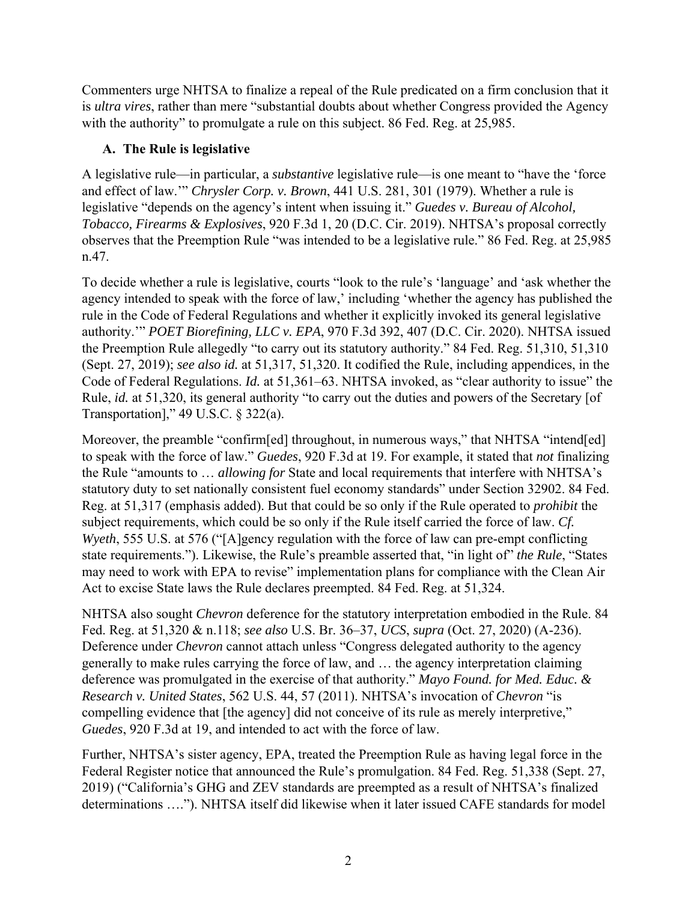Commenters urge NHTSA to finalize a repeal of the Rule predicated on a firm conclusion that it is *ultra vires*, rather than mere "substantial doubts about whether Congress provided the Agency with the authority" to promulgate a rule on this subject. 86 Fed. Reg. at 25,985.

### A. The Rule is legislative

A legislative rule—in particular, a *substantive* legislative rule—is one meant to "have the 'force and effect of law.'" *Chrysler Corp. v. Brown*, 441 U.S. 281, 301 (1979). Whether a rule is legislative "depends on the agency's intent when issuing it." *Guedes v. Bureau of Alcohol, Tobacco, Firearms & Explosives*, 920 F.3d 1, 20 (D.C. Cir. 2019). NHTSA's proposal correctly observes that the Preemption Rule "was intended to be a legislative rule." 86 Fed. Reg. at 25,985 n.47.

To decide whether a rule is legislative, courts "look to the rule's 'language' and 'ask whether the agency intended to speak with the force of law,' including 'whether the agency has published the rule in the Code of Federal Regulations and whether it explicitly invoked its general legislative authority.'" *POET Biorefining, LLC v. EPA*, 970 F.3d 392, 407 (D.C. Cir. 2020). NHTSA issued the Preemption Rule allegedly "to carry out its statutory authority." 84 Fed. Reg. 51,310, 51,310 (Sept. 27, 2019); *see also id.* at 51,317, 51,320. It codified the Rule, including appendices, in the Code of Federal Regulations. *Id.* at 51,361–63. NHTSA invoked, as "clear authority to issue" the Rule, *id.* at 51,320, its general authority "to carry out the duties and powers of the Secretary [of Transportation]," 49 U.S.C. § 322(a).

Moreover, the preamble "confirm[ed] throughout, in numerous ways," that NHTSA "intend[ed] to speak with the force of law." *Guedes*, 920 F.3d at 19. For example, it stated that *not* finalizing the Rule "amounts to … *allowing for* State and local requirements that interfere with NHTSA's statutory duty to set nationally consistent fuel economy standards" under Section 32902. 84 Fed. Reg. at 51,317 (emphasis added). But that could be so only if the Rule operated to *prohibit* the subject requirements, which could be so only if the Rule itself carried the force of law. *Cf. Wyeth*, 555 U.S. at 576 ("[A]gency regulation with the force of law can pre-empt conflicting state requirements."). Likewise, the Rule's preamble asserted that, "in light of" *the Rule*, "States may need to work with EPA to revise" implementation plans for compliance with the Clean Air Act to excise State laws the Rule declares preempted. 84 Fed. Reg. at 51,324.

NHTSA also sought *Chevron* deference for the statutory interpretation embodied in the Rule. 84 Fed. Reg. at 51,320 & n.118; *see also* U.S. Br. 36–37, *UCS*, *supra* (Oct. 27, 2020) (A-236). Deference under *Chevron* cannot attach unless "Congress delegated authority to the agency generally to make rules carrying the force of law, and … the agency interpretation claiming deference was promulgated in the exercise of that authority." *Mayo Found. for Med. Educ. & Research v. United States*, 562 U.S. 44, 57 (2011). NHTSA's invocation of *Chevron* "is compelling evidence that [the agency] did not conceive of its rule as merely interpretive," *Guedes*, 920 F.3d at 19, and intended to act with the force of law.

Further, NHTSA's sister agency, EPA, treated the Preemption Rule as having legal force in the Federal Register notice that announced the Rule's promulgation. 84 Fed. Reg. 51,338 (Sept. 27, 2019) ("California's GHG and ZEV standards are preempted as a result of NHTSA's finalized determinations …."). NHTSA itself did likewise when it later issued CAFE standards for model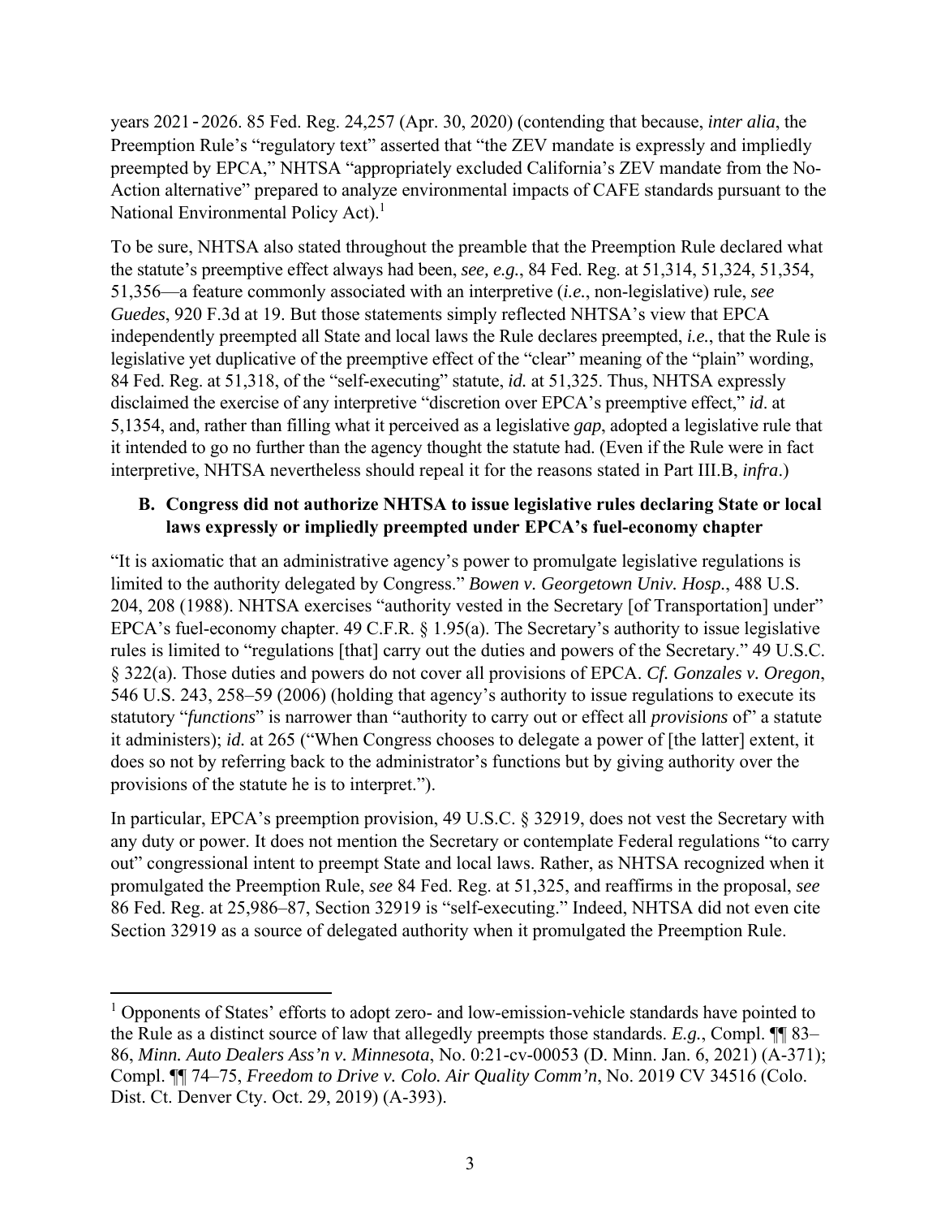years 2021‑2026. 85 Fed. Reg. 24,257 (Apr. 30, 2020) (contending that because, *inter alia*, the Preemption Rule's "regulatory text" asserted that "the ZEV mandate is expressly and impliedly preempted by EPCA," NHTSA "appropriately excluded California's ZEV mandate from the No-Action alternative" prepared to analyze environmental impacts of CAFE standards pursuant to the National Environmental Policy Act).[1]

To be sure, NHTSA also stated throughout the preamble that the Preemption Rule declared what the statute's preemptive effect always had been, *see, e.g.*, 84 Fed. Reg. at 51,314, 51,324, 51,354, 51,356—a feature commonly associated with an interpretive (*i.e.*, non-legislative) rule, *see Guedes*, 920 F.3d at 19. But those statements simply reflected NHTSA's view that EPCA independently preempted all State and local laws the Rule declares preempted, *i.e.*, that the Rule is legislative yet duplicative of the preemptive effect of the "clear" meaning of the "plain" wording, 84 Fed. Reg. at 51,318, of the "self-executing" statute, *id.* at 51,325. Thus, NHTSA expressly disclaimed the exercise of any interpretive "discretion over EPCA's preemptive effect," *id*. at 5,1354, and, rather than filling what it perceived as a legislative *gap*, adopted a legislative rule that it intended to go no further than the agency thought the statute had. (Even if the Rule were in fact interpretive, NHTSA nevertheless should repeal it for the reasons stated in Part III.B, *infra*.)

### B. Congress did not authorize NHTSA to issue legislative rules declaring State or local laws expressly or impliedly preempted under EPCA's fuel-economy chapter

"It is axiomatic that an administrative agency's power to promulgate legislative regulations is limited to the authority delegated by Congress." *Bowen v. Georgetown Univ. Hosp.*, 488 U.S. 204, 208 (1988). NHTSA exercises "authority vested in the Secretary [of Transportation] under" EPCA's fuel-economy chapter. 49 C.F.R. § 1.95(a). The Secretary's authority to issue legislative rules is limited to "regulations [that] carry out the duties and powers of the Secretary." 49 U.S.C. § 322(a). Those duties and powers do not cover all provisions of EPCA. *Cf. Gonzales v. Oregon*, 546 U.S. 243, 258–59 (2006) (holding that agency's authority to issue regulations to execute its statutory "*functions*" is narrower than "authority to carry out or effect all *provisions* of" a statute it administers); *id.* at 265 ("When Congress chooses to delegate a power of [the latter] extent, it does so not by referring back to the administrator's functions but by giving authority over the provisions of the statute he is to interpret.").

In particular, EPCA's preemption provision, 49 U.S.C. § 32919, does not vest the Secretary with any duty or power. It does not mention the Secretary or contemplate Federal regulations "to carry out" congressional intent to preempt State and local laws. Rather, as NHTSA recognized when it promulgated the Preemption Rule, *see* 84 Fed. Reg. at 51,325, and reaffirms in the proposal, *see* 86 Fed. Reg. at 25,986–87, Section 32919 is "self-executing." Indeed, NHTSA did not even cite Section 32919 as a source of delegated authority when it promulgated the Preemption Rule.

---

[1] Opponents of States' efforts to adopt zero- and low-emission-vehicle standards have pointed to the Rule as a distinct source of law that allegedly preempts those standards. *E.g.*, Compl. ¶¶ 83–86, *Minn. Auto Dealers Ass'n v. Minnesota*, No. 0:21-cv-00053 (D. Minn. Jan. 6, 2021) (A-371); Compl. ¶¶ 74–75, *Freedom to Drive v. Colo. Air Quality Comm'n*, No. 2019 CV 34516 (Colo. Dist. Ct. Denver Cty. Oct. 29, 2019) (A-393).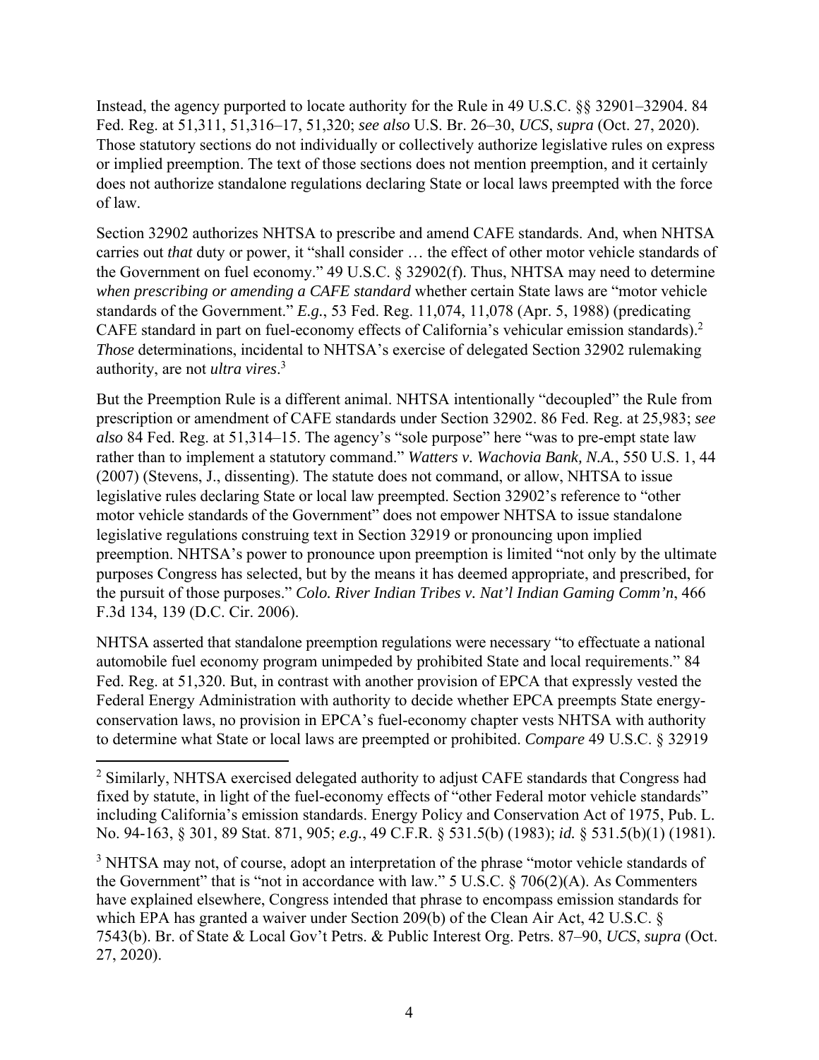Instead, the agency purported to locate authority for the Rule in 49 U.S.C. §§ 32901–32904. 84 Fed. Reg. at 51,311, 51,316–17, 51,320; *see also* U.S. Br. 26–30, *UCS*, *supra* (Oct. 27, 2020). Those statutory sections do not individually or collectively authorize legislative rules on express or implied preemption. The text of those sections does not mention preemption, and it certainly does not authorize standalone regulations declaring State or local laws preempted with the force of law.

Section 32902 authorizes NHTSA to prescribe and amend CAFE standards. And, when NHTSA carries out *that* duty or power, it "shall consider … the effect of other motor vehicle standards of the Government on fuel economy." 49 U.S.C. § 32902(f). Thus, NHTSA may need to determine *when prescribing or amending a CAFE standard* whether certain State laws are "motor vehicle standards of the Government." *E.g.*, 53 Fed. Reg. 11,074, 11,078 (Apr. 5, 1988) (predicating CAFE standard in part on fuel-economy effects of California's vehicular emission standards).[2] *Those* determinations, incidental to NHTSA's exercise of delegated Section 32902 rulemaking authority, are not *ultra vires*.[3]

But the Preemption Rule is a different animal. NHTSA intentionally "decoupled" the Rule from prescription or amendment of CAFE standards under Section 32902. 86 Fed. Reg. at 25,983; *see also* 84 Fed. Reg. at 51,314–15. The agency's "sole purpose" here "was to pre-empt state law rather than to implement a statutory command." *Watters v. Wachovia Bank, N.A.*, 550 U.S. 1, 44 (2007) (Stevens, J., dissenting). The statute does not command, or allow, NHTSA to issue legislative rules declaring State or local law preempted. Section 32902's reference to "other motor vehicle standards of the Government" does not empower NHTSA to issue standalone legislative regulations construing text in Section 32919 or pronouncing upon implied preemption. NHTSA's power to pronounce upon preemption is limited "not only by the ultimate purposes Congress has selected, but by the means it has deemed appropriate, and prescribed, for the pursuit of those purposes." *Colo. River Indian Tribes v. Nat'l Indian Gaming Comm'n*, 466 F.3d 134, 139 (D.C. Cir. 2006).

NHTSA asserted that standalone preemption regulations were necessary "to effectuate a national automobile fuel economy program unimpeded by prohibited State and local requirements." 84 Fed. Reg. at 51,320. But, in contrast with another provision of EPCA that expressly vested the Federal Energy Administration with authority to decide whether EPCA preempts State energy-conservation laws, no provision in EPCA's fuel-economy chapter vests NHTSA with authority to determine what State or local laws are preempted or prohibited. *Compare* 49 U.S.C. § 32919

[2] Similarly, NHTSA exercised delegated authority to adjust CAFE standards that Congress had fixed by statute, in light of the fuel-economy effects of "other Federal motor vehicle standards" including California's emission standards. Energy Policy and Conservation Act of 1975, Pub. L. No. 94-163, § 301, 89 Stat. 871, 905; *e.g.*, 49 C.F.R. § 531.5(b) (1983); *id.* § 531.5(b)(1) (1981).

[3] NHTSA may not, of course, adopt an interpretation of the phrase "motor vehicle standards of the Government" that is "not in accordance with law." 5 U.S.C. § 706(2)(A). As Commenters have explained elsewhere, Congress intended that phrase to encompass emission standards for which EPA has granted a waiver under Section 209(b) of the Clean Air Act, 42 U.S.C. § 7543(b). Br. of State & Local Gov't Petrs. & Public Interest Org. Petrs. 87–90, *UCS*, *supra* (Oct. 27, 2020).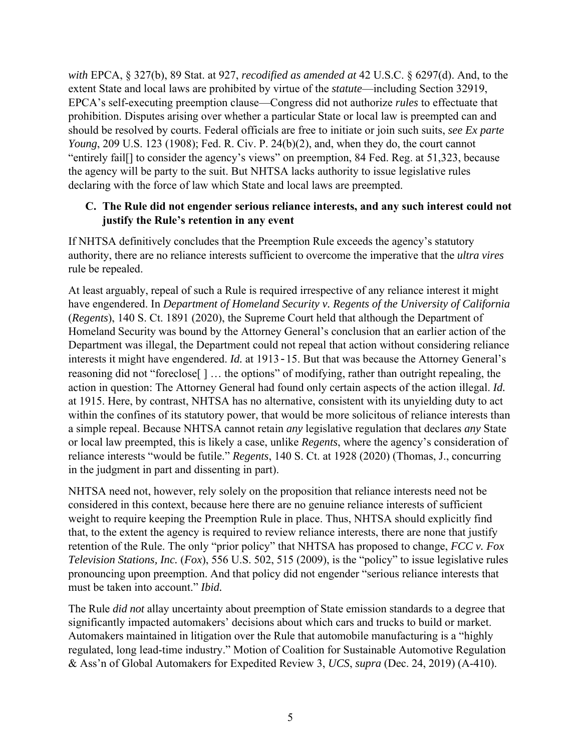*with* EPCA, § 327(b), 89 Stat. at 927, *recodified as amended at* 42 U.S.C. § 6297(d). And, to the extent State and local laws are prohibited by virtue of the *statute*—including Section 32919, EPCA's self-executing preemption clause—Congress did not authorize *rules* to effectuate that prohibition. Disputes arising over whether a particular State or local law is preempted can and should be resolved by courts. Federal officials are free to initiate or join such suits, *see Ex parte Young*, 209 U.S. 123 (1908); Fed. R. Civ. P. 24(b)(2), and, when they do, the court cannot "entirely fail[] to consider the agency's views" on preemption, 84 Fed. Reg. at 51,323, because the agency will be party to the suit. But NHTSA lacks authority to issue legislative rules declaring with the force of law which State and local laws are preempted.

### C. The Rule did not engender serious reliance interests, and any such interest could not justify the Rule's retention in any event

If NHTSA definitively concludes that the Preemption Rule exceeds the agency's statutory authority, there are no reliance interests sufficient to overcome the imperative that the *ultra vires* rule be repealed.

At least arguably, repeal of such a Rule is required irrespective of any reliance interest it might have engendered. In *Department of Homeland Security v. Regents of the University of California* (*Regents*), 140 S. Ct. 1891 (2020), the Supreme Court held that although the Department of Homeland Security was bound by the Attorney General's conclusion that an earlier action of the Department was illegal, the Department could not repeal that action without considering reliance interests it might have engendered. *Id.* at 1913-15. But that was because the Attorney General's reasoning did not "foreclose[ ] … the options" of modifying, rather than outright repealing, the action in question: The Attorney General had found only certain aspects of the action illegal. *Id.* at 1915. Here, by contrast, NHTSA has no alternative, consistent with its unyielding duty to act within the confines of its statutory power, that would be more solicitous of reliance interests than a simple repeal. Because NHTSA cannot retain *any* legislative regulation that declares *any* State or local law preempted, this is likely a case, unlike *Regents*, where the agency's consideration of reliance interests "would be futile." *Regents*, 140 S. Ct. at 1928 (2020) (Thomas, J., concurring in the judgment in part and dissenting in part).

NHTSA need not, however, rely solely on the proposition that reliance interests need not be considered in this context, because here there are no genuine reliance interests of sufficient weight to require keeping the Preemption Rule in place. Thus, NHTSA should explicitly find that, to the extent the agency is required to review reliance interests, there are none that justify retention of the Rule. The only "prior policy" that NHTSA has proposed to change, *FCC v. Fox Television Stations, Inc.* (*Fox*), 556 U.S. 502, 515 (2009), is the "policy" to issue legislative rules pronouncing upon preemption. And that policy did not engender "serious reliance interests that must be taken into account." *Ibid.*

The Rule *did not* allay uncertainty about preemption of State emission standards to a degree that significantly impacted automakers' decisions about which cars and trucks to build or market. Automakers maintained in litigation over the Rule that automobile manufacturing is a "highly regulated, long lead-time industry." Motion of Coalition for Sustainable Automotive Regulation & Ass'n of Global Automakers for Expedited Review 3, *UCS*, *supra* (Dec. 24, 2019) (A-410).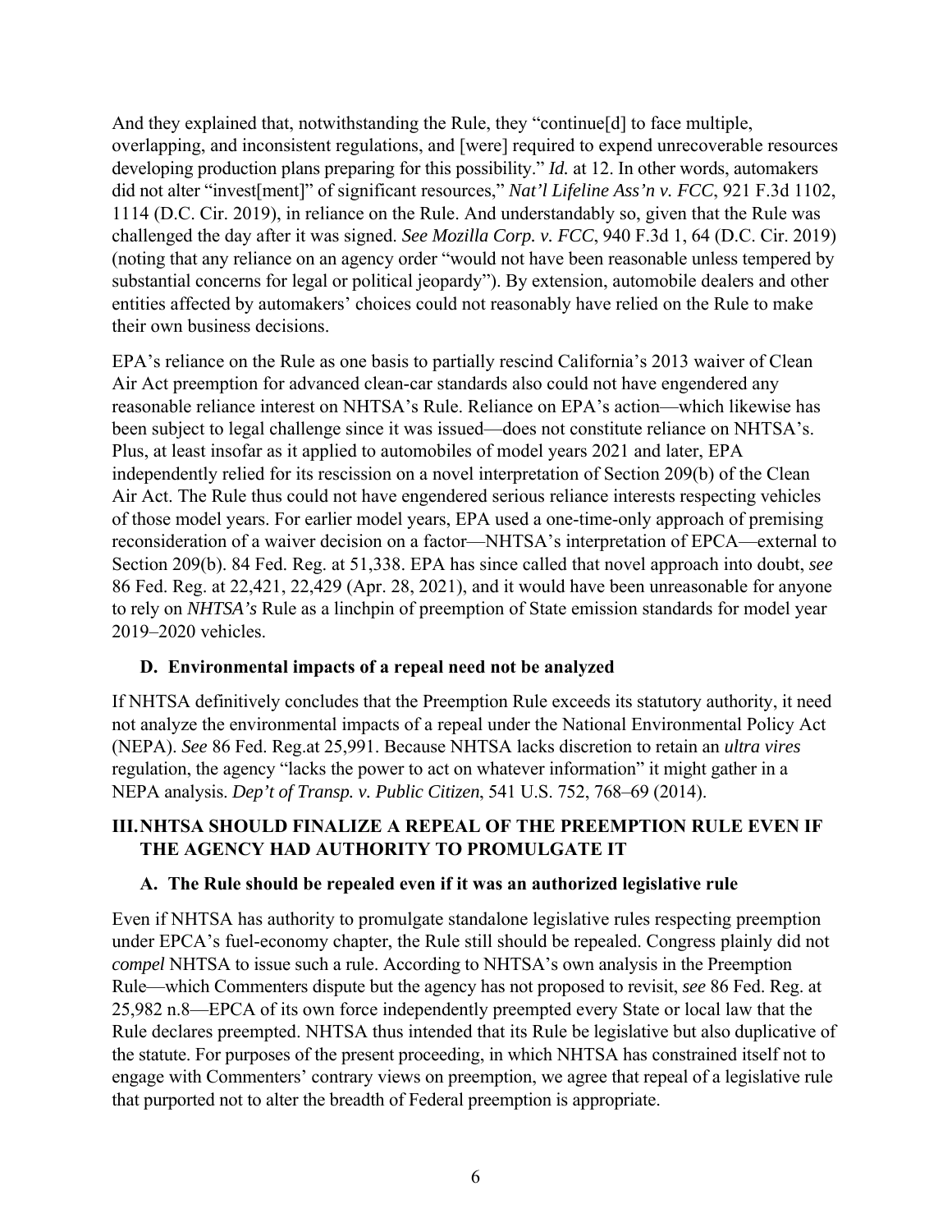And they explained that, notwithstanding the Rule, they "continue[d] to face multiple, overlapping, and inconsistent regulations, and [were] required to expend unrecoverable resources developing production plans preparing for this possibility." *Id.* at 12. In other words, automakers did not alter "invest[ment]" of significant resources," *Nat'l Lifeline Ass'n v. FCC*, 921 F.3d 1102, 1114 (D.C. Cir. 2019), in reliance on the Rule. And understandably so, given that the Rule was challenged the day after it was signed. *See Mozilla Corp. v. FCC*, 940 F.3d 1, 64 (D.C. Cir. 2019) (noting that any reliance on an agency order "would not have been reasonable unless tempered by substantial concerns for legal or political jeopardy"). By extension, automobile dealers and other entities affected by automakers' choices could not reasonably have relied on the Rule to make their own business decisions.

EPA's reliance on the Rule as one basis to partially rescind California's 2013 waiver of Clean Air Act preemption for advanced clean-car standards also could not have engendered any reasonable reliance interest on NHTSA's Rule. Reliance on EPA's action—which likewise has been subject to legal challenge since it was issued—does not constitute reliance on NHTSA's. Plus, at least insofar as it applied to automobiles of model years 2021 and later, EPA independently relied for its rescission on a novel interpretation of Section 209(b) of the Clean Air Act. The Rule thus could not have engendered serious reliance interests respecting vehicles of those model years. For earlier model years, EPA used a one-time-only approach of premising reconsideration of a waiver decision on a factor—NHTSA's interpretation of EPCA—external to Section 209(b). 84 Fed. Reg. at 51,338. EPA has since called that novel approach into doubt, *see* 86 Fed. Reg. at 22,421, 22,429 (Apr. 28, 2021), and it would have been unreasonable for anyone to rely on *NHTSA's* Rule as a linchpin of preemption of State emission standards for model year 2019–2020 vehicles.

### D. Environmental impacts of a repeal need not be analyzed

If NHTSA definitively concludes that the Preemption Rule exceeds its statutory authority, it need not analyze the environmental impacts of a repeal under the National Environmental Policy Act (NEPA). *See* 86 Fed. Reg.at 25,991. Because NHTSA lacks discretion to retain an *ultra vires* regulation, the agency "lacks the power to act on whatever information" it might gather in a NEPA analysis. *Dep't of Transp. v. Public Citizen*, 541 U.S. 752, 768–69 (2014).

## III. NHTSA SHOULD FINALIZE A REPEAL OF THE PREEMPTION RULE EVEN IF THE AGENCY HAD AUTHORITY TO PROMULGATE IT

### A. The Rule should be repealed even if it was an authorized legislative rule

Even if NHTSA has authority to promulgate standalone legislative rules respecting preemption under EPCA's fuel-economy chapter, the Rule still should be repealed. Congress plainly did not *compel* NHTSA to issue such a rule. According to NHTSA's own analysis in the Preemption Rule—which Commenters dispute but the agency has not proposed to revisit, *see* 86 Fed. Reg. at 25,982 n.8—EPCA of its own force independently preempted every State or local law that the Rule declares preempted. NHTSA thus intended that its Rule be legislative but also duplicative of the statute. For purposes of the present proceeding, in which NHTSA has constrained itself not to engage with Commenters' contrary views on preemption, we agree that repeal of a legislative rule that purported not to alter the breadth of Federal preemption is appropriate.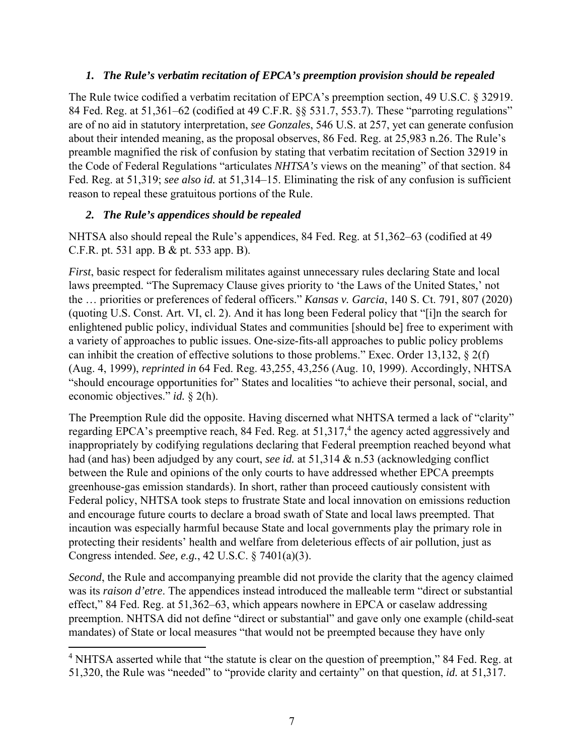### *1. The Rule's verbatim recitation of EPCA's preemption provision should be repealed*

The Rule twice codified a verbatim recitation of EPCA's preemption section, 49 U.S.C. § 32919. 84 Fed. Reg. at 51,361–62 (codified at 49 C.F.R. §§ 531.7, 553.7). These "parroting regulations" are of no aid in statutory interpretation, *see Gonzales*, 546 U.S. at 257, yet can generate confusion about their intended meaning, as the proposal observes, 86 Fed. Reg. at 25,983 n.26. The Rule's preamble magnified the risk of confusion by stating that verbatim recitation of Section 32919 in the Code of Federal Regulations "articulates *NHTSA's* views on the meaning" of that section. 84 Fed. Reg. at 51,319; *see also id.* at 51,314–15. Eliminating the risk of any confusion is sufficient reason to repeal these gratuitous portions of the Rule.

### *2. The Rule's appendices should be repealed*

NHTSA also should repeal the Rule's appendices, 84 Fed. Reg. at 51,362–63 (codified at 49 C.F.R. pt. 531 app. B & pt. 533 app. B).

*First*, basic respect for federalism militates against unnecessary rules declaring State and local laws preempted. "The Supremacy Clause gives priority to 'the Laws of the United States,' not the … priorities or preferences of federal officers." *Kansas v. Garcia*, 140 S. Ct. 791, 807 (2020) (quoting U.S. Const. Art. VI, cl. 2). And it has long been Federal policy that "[i]n the search for enlightened public policy, individual States and communities [should be] free to experiment with a variety of approaches to public issues. One-size-fits-all approaches to public policy problems can inhibit the creation of effective solutions to those problems." Exec. Order 13,132, § 2(f) (Aug. 4, 1999), *reprinted in* 64 Fed. Reg. 43,255, 43,256 (Aug. 10, 1999). Accordingly, NHTSA "should encourage opportunities for" States and localities "to achieve their personal, social, and economic objectives." *id.* § 2(h).

The Preemption Rule did the opposite. Having discerned what NHTSA termed a lack of "clarity" regarding EPCA's preemptive reach, 84 Fed. Reg. at 51,317,[4] the agency acted aggressively and inappropriately by codifying regulations declaring that Federal preemption reached beyond what had (and has) been adjudged by any court, *see id.* at 51,314 & n.53 (acknowledging conflict between the Rule and opinions of the only courts to have addressed whether EPCA preempts greenhouse-gas emission standards). In short, rather than proceed cautiously consistent with Federal policy, NHTSA took steps to frustrate State and local innovation on emissions reduction and encourage future courts to declare a broad swath of State and local laws preempted. That incaution was especially harmful because State and local governments play the primary role in protecting their residents' health and welfare from deleterious effects of air pollution, just as Congress intended. *See, e.g.*, 42 U.S.C. § 7401(a)(3).

*Second*, the Rule and accompanying preamble did not provide the clarity that the agency claimed was its *raison d'etre*. The appendices instead introduced the malleable term "direct or substantial effect," 84 Fed. Reg. at 51,362–63, which appears nowhere in EPCA or caselaw addressing preemption. NHTSA did not define "direct or substantial" and gave only one example (child-seat mandates) of State or local measures "that would not be preempted because they have only

[4] NHTSA asserted while that "the statute is clear on the question of preemption," 84 Fed. Reg. at 51,320, the Rule was "needed" to "provide clarity and certainty" on that question, *id.* at 51,317.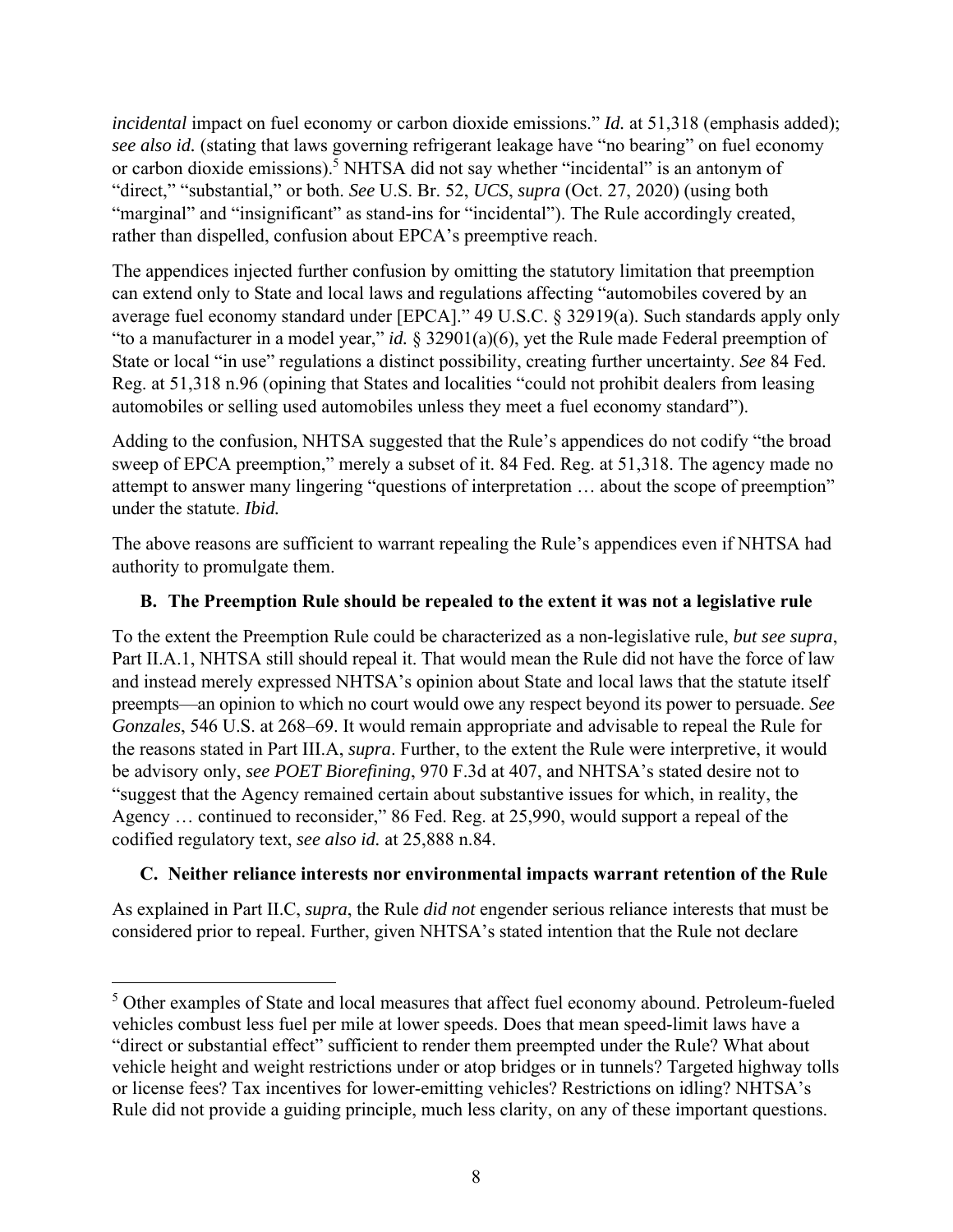*incidental* impact on fuel economy or carbon dioxide emissions." *Id.* at 51,318 (emphasis added); *see also id.* (stating that laws governing refrigerant leakage have "no bearing" on fuel economy or carbon dioxide emissions).[5] NHTSA did not say whether "incidental" is an antonym of "direct," "substantial," or both. *See* U.S. Br. 52, *UCS*, *supra* (Oct. 27, 2020) (using both "marginal" and "insignificant" as stand-ins for "incidental"). The Rule accordingly created, rather than dispelled, confusion about EPCA's preemptive reach.

The appendices injected further confusion by omitting the statutory limitation that preemption can extend only to State and local laws and regulations affecting "automobiles covered by an average fuel economy standard under [EPCA]." 49 U.S.C. § 32919(a). Such standards apply only "to a manufacturer in a model year," *id.* § 32901(a)(6), yet the Rule made Federal preemption of State or local "in use" regulations a distinct possibility, creating further uncertainty. *See* 84 Fed. Reg. at 51,318 n.96 (opining that States and localities "could not prohibit dealers from leasing automobiles or selling used automobiles unless they meet a fuel economy standard").

Adding to the confusion, NHTSA suggested that the Rule's appendices do not codify "the broad sweep of EPCA preemption," merely a subset of it. 84 Fed. Reg. at 51,318. The agency made no attempt to answer many lingering "questions of interpretation … about the scope of preemption" under the statute. *Ibid.*

The above reasons are sufficient to warrant repealing the Rule's appendices even if NHTSA had authority to promulgate them.

### B. The Preemption Rule should be repealed to the extent it was not a legislative rule

To the extent the Preemption Rule could be characterized as a non-legislative rule, *but see supra*, Part II.A.1, NHTSA still should repeal it. That would mean the Rule did not have the force of law and instead merely expressed NHTSA's opinion about State and local laws that the statute itself preempts—an opinion to which no court would owe any respect beyond its power to persuade. *See Gonzales*, 546 U.S. at 268–69. It would remain appropriate and advisable to repeal the Rule for the reasons stated in Part III.A, *supra*. Further, to the extent the Rule were interpretive, it would be advisory only, *see POET Biorefining*, 970 F.3d at 407, and NHTSA's stated desire not to "suggest that the Agency remained certain about substantive issues for which, in reality, the Agency … continued to reconsider," 86 Fed. Reg. at 25,990, would support a repeal of the codified regulatory text, *see also id.* at 25,888 n.84.

### C. Neither reliance interests nor environmental impacts warrant retention of the Rule

As explained in Part II.C, *supra*, the Rule *did not* engender serious reliance interests that must be considered prior to repeal. Further, given NHTSA's stated intention that the Rule not declare

---

[5] Other examples of State and local measures that affect fuel economy abound. Petroleum-fueled vehicles combust less fuel per mile at lower speeds. Does that mean speed-limit laws have a "direct or substantial effect" sufficient to render them preempted under the Rule? What about vehicle height and weight restrictions under or atop bridges or in tunnels? Targeted highway tolls or license fees? Tax incentives for lower-emitting vehicles? Restrictions on idling? NHTSA's Rule did not provide a guiding principle, much less clarity, on any of these important questions.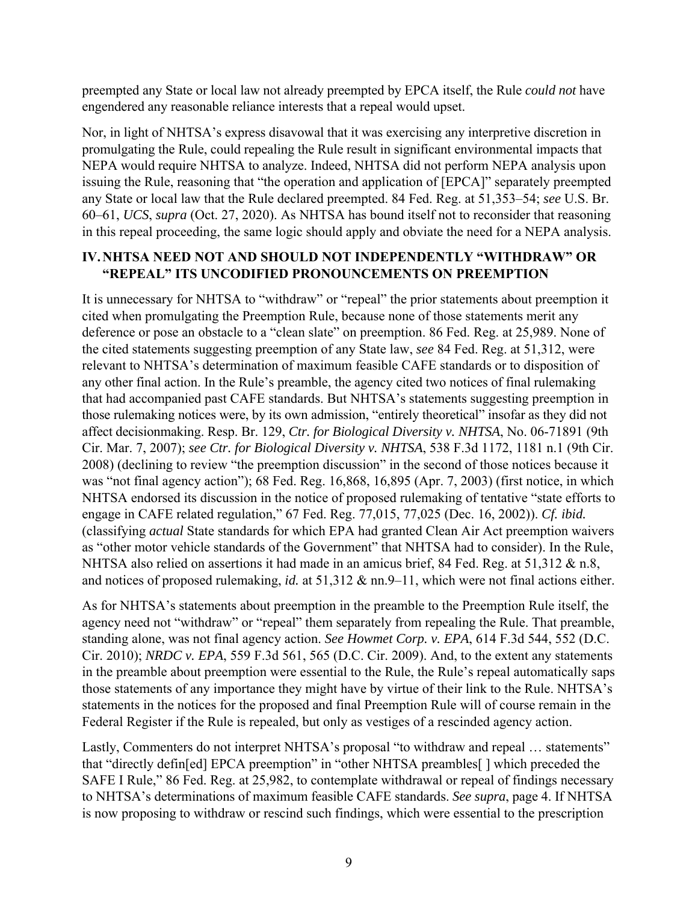preempted any State or local law not already preempted by EPCA itself, the Rule *could not* have engendered any reasonable reliance interests that a repeal would upset.

Nor, in light of NHTSA's express disavowal that it was exercising any interpretive discretion in promulgating the Rule, could repealing the Rule result in significant environmental impacts that NEPA would require NHTSA to analyze. Indeed, NHTSA did not perform NEPA analysis upon issuing the Rule, reasoning that "the operation and application of [EPCA]" separately preempted any State or local law that the Rule declared preempted. 84 Fed. Reg. at 51,353–54; *see* U.S. Br. 60–61, *UCS*, *supra* (Oct. 27, 2020). As NHTSA has bound itself not to reconsider that reasoning in this repeal proceeding, the same logic should apply and obviate the need for a NEPA analysis.

## IV. NHTSA NEED NOT AND SHOULD NOT INDEPENDENTLY "WITHDRAW" OR "REPEAL" ITS UNCODIFIED PRONOUNCEMENTS ON PREEMPTION

It is unnecessary for NHTSA to "withdraw" or "repeal" the prior statements about preemption it cited when promulgating the Preemption Rule, because none of those statements merit any deference or pose an obstacle to a "clean slate" on preemption. 86 Fed. Reg. at 25,989. None of the cited statements suggesting preemption of any State law, *see* 84 Fed. Reg. at 51,312, were relevant to NHTSA's determination of maximum feasible CAFE standards or to disposition of any other final action. In the Rule's preamble, the agency cited two notices of final rulemaking that had accompanied past CAFE standards. But NHTSA's statements suggesting preemption in those rulemaking notices were, by its own admission, "entirely theoretical" insofar as they did not affect decisionmaking. Resp. Br. 129, *Ctr. for Biological Diversity v. NHTSA*, No. 06-71891 (9th Cir. Mar. 7, 2007); *see Ctr. for Biological Diversity v. NHTSA*, 538 F.3d 1172, 1181 n.1 (9th Cir. 2008) (declining to review "the preemption discussion" in the second of those notices because it was "not final agency action"); 68 Fed. Reg. 16,868, 16,895 (Apr. 7, 2003) (first notice, in which NHTSA endorsed its discussion in the notice of proposed rulemaking of tentative "state efforts to engage in CAFE related regulation," 67 Fed. Reg. 77,015, 77,025 (Dec. 16, 2002)). *Cf. ibid.* (classifying *actual* State standards for which EPA had granted Clean Air Act preemption waivers as "other motor vehicle standards of the Government" that NHTSA had to consider). In the Rule, NHTSA also relied on assertions it had made in an amicus brief, 84 Fed. Reg. at 51,312 & n.8, and notices of proposed rulemaking, *id.* at 51,312 & nn.9–11, which were not final actions either.

As for NHTSA's statements about preemption in the preamble to the Preemption Rule itself, the agency need not "withdraw" or "repeal" them separately from repealing the Rule. That preamble, standing alone, was not final agency action. *See Howmet Corp. v. EPA*, 614 F.3d 544, 552 (D.C. Cir. 2010); *NRDC v. EPA*, 559 F.3d 561, 565 (D.C. Cir. 2009). And, to the extent any statements in the preamble about preemption were essential to the Rule, the Rule's repeal automatically saps those statements of any importance they might have by virtue of their link to the Rule. NHTSA's statements in the notices for the proposed and final Preemption Rule will of course remain in the Federal Register if the Rule is repealed, but only as vestiges of a rescinded agency action.

Lastly, Commenters do not interpret NHTSA's proposal "to withdraw and repeal … statements" that "directly defin[ed] EPCA preemption" in "other NHTSA preambles[ ] which preceded the SAFE I Rule," 86 Fed. Reg. at 25,982, to contemplate withdrawal or repeal of findings necessary to NHTSA's determinations of maximum feasible CAFE standards. *See supra*, page 4. If NHTSA is now proposing to withdraw or rescind such findings, which were essential to the prescription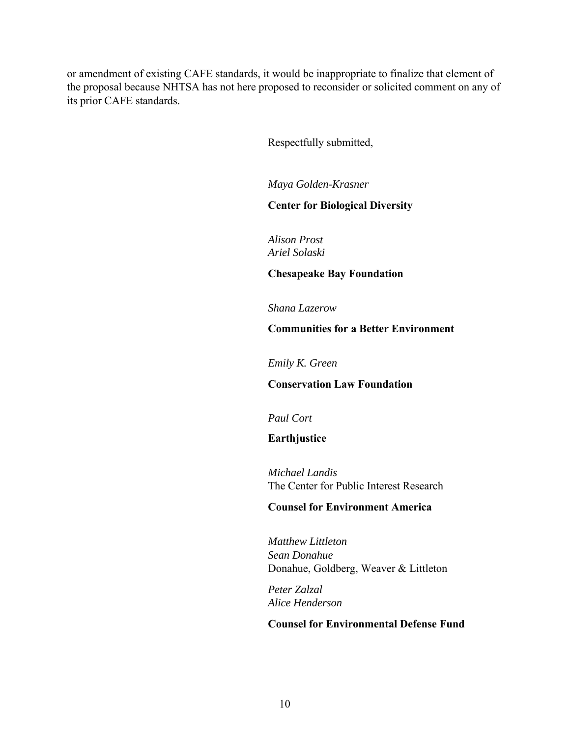or amendment of existing CAFE standards, it would be inappropriate to finalize that element of the proposal because NHTSA has not here proposed to reconsider or solicited comment on any of its prior CAFE standards.

Respectfully submitted,

*Maya Golden-Krasner*

**Center for Biological Diversity**

*Alison Prost*
*Ariel Solaski*

**Chesapeake Bay Foundation**

*Shana Lazerow*

**Communities for a Better Environment**

*Emily K. Green*

**Conservation Law Foundation**

*Paul Cort*

**Earthjustice**

*Michael Landis*
The Center for Public Interest Research

**Counsel for Environment America**

*Matthew Littleton*
*Sean Donahue*
Donahue, Goldberg, Weaver & Littleton

*Peter Zalzal*
*Alice Henderson*

**Counsel for Environmental Defense Fund**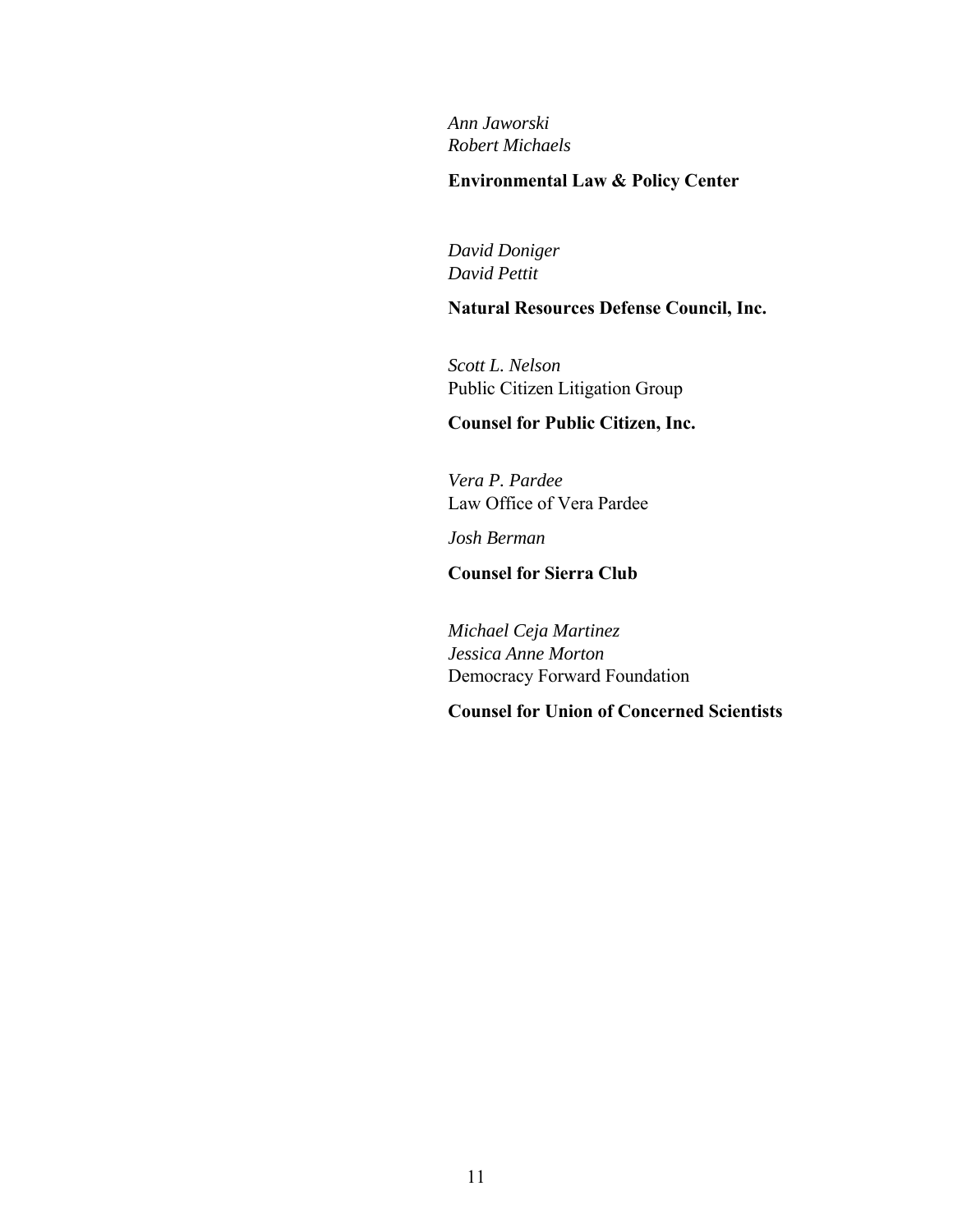*Ann Jaworski*
*Robert Michaels*

**Environmental Law & Policy Center**

*David Doniger*
*David Pettit*

**Natural Resources Defense Council, Inc.**

*Scott L. Nelson*
Public Citizen Litigation Group

**Counsel for Public Citizen, Inc.**

*Vera P. Pardee*
Law Office of Vera Pardee

*Josh Berman*

**Counsel for Sierra Club**

*Michael Ceja Martinez*
*Jessica Anne Morton*
Democracy Forward Foundation

**Counsel for Union of Concerned Scientists**